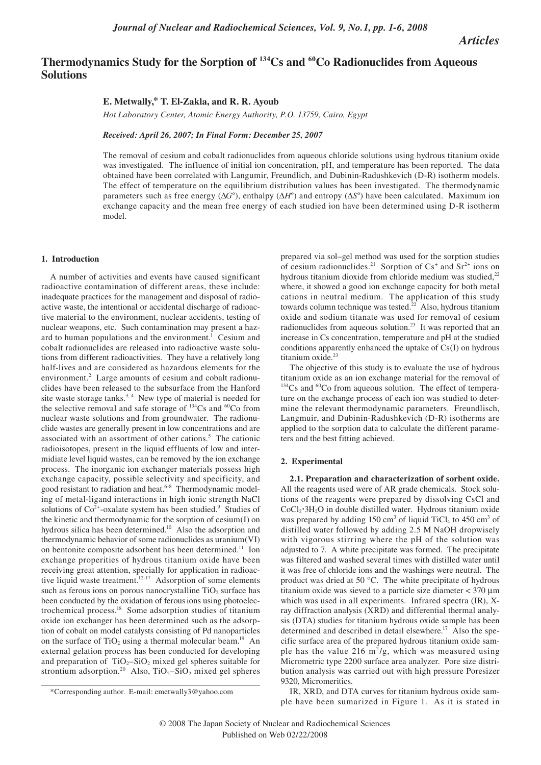*Articles*

# Thermodynamics Study for the Sorption of $^{134}Cs$ and $^{60}Co$ Radionuclides from Aqueous Solutions

**E. Metwally,*[\*] T. El-Zakla, and R. R. Ayoub**

*Hot Laboratory Center, Atomic Energy Authority, P.O. 13759, Cairo, Egypt*

*Received: April 26, 2007; In Final Form: December 25, 2007*

The removal of cesium and cobalt radionuclides from aqueous chloride solutions using hydrous titanium oxide was investigated. The influence of initial ion concentration, pH, and temperature has been reported. The data obtained have been correlated with Langumir, Freundlich, and Dubinin-Radushkevich (D-R) isotherm models. The effect of temperature on the equilibrium distribution values has been investigated. The thermodynamic parameters such as free energy ($\Delta G^o$), enthalpy ($\Delta H^o$) and entropy ($\Delta S^o$) have been calculated. Maximum ion exchange capacity and the mean free energy of each studied ion have been determined using D-R isotherm model.

## 1. Introduction

A number of activities and events have caused significant radioactive contamination of different areas, these include: inadequate practices for the management and disposal of radioactive waste, the intentional or accidental discharge of radioactive material to the environment, nuclear accidents, testing of nuclear weapons, etc. Such contamination may present a hazard to human populations and the environment.[1] Cesium and cobalt radionuclides are released into radioactive waste solutions from different radioactivities. They have a relatively long half-lives and are considered as hazardous elements for the environment.[2] Large amounts of cesium and cobalt radionuclides have been released to the subsurface from the Hanford site waste storage tanks.[3, 4] New type of material is needed for the selective removal and safe storage of $^{134}Cs$ and $^{60}Co$ from nuclear waste solutions and from groundwater. The radionuclide wastes are generally present in low concentrations and are associated with an assortment of other cations.[5] The cationic radioisotopes, present in the liquid effluents of low and intermidiate level liquid wastes, can be removed by the ion exchange process. The inorganic ion exchanger materials possess high exchange capacity, possible selectivity and specificity, and good resistant to radiation and heat.[6-8] Thermodynamic modeling of metal-ligand interactions in high ionic strength NaCl solutions of $Co^{2+}$-oxalate system has been studied.[9] Studies of the kinetic and thermodynamic for the sorption of cesium(I) on hydrous silica has been determined.[10] Also the adsorption and thermodynamic behavior of some radionuclides as uranium(VI) on bentonite composite adsorbent has been determined.[11] Ion exchange properities of hydrous titanium oxide have been receiving great attention, specially for application in radioactive liquid waste treatment.[12-17] Adsorption of some elements such as ferous ions on porous nanocrystalline $TiO_2$ surface has been conducted by the oxidation of ferous ions using photoelectrochemical process.[18] Some adsorption studies of titanium oxide ion exchanger has been determined such as the adsorption of cobalt on model catalysts consisting of Pd nanoparticles on the surface of $TiO_2$ using a thermal molecular beam.[19] An external gelation process has been conducted for developing and preparation of $TiO_2$–$SiO_2$ mixed gel spheres suitable for strontium adsorption.[20] Also, $TiO_2$–$SiO_2$ mixed gel spheres prepared via sol–gel method was used for the sorption studies of cesium radionuclides.[21] Sorption of $Cs^+$ and $Sr^{2+}$ ions on hydrous titanium dioxide from chloride medium was studied,[22] where, it showed a good ion exchange capacity for both metal cations in neutral medium. The application of this study towards column technique was tested.[22] Also, hydrous titanium oxide and sodium titanate was used for removal of cesium radionuclides from aqueous solution.[23] It was reported that an increase in Cs concentration, temperature and pH at the studied conditions apparently enhanced the uptake of Cs(I) on hydrous titanium oxide.[23]

The objective of this study is to evaluate the use of hydrous titanium oxide as an ion exchange material for the removal of $^{134}Cs$ and $^{60}Co$ from aqueous solution. The effect of temperature on the exchange process of each ion was studied to determine the relevant thermodynamic parameters. Freundlisch, Langmuir, and Dubinin-Radushkevich (D-R) isotherms are applied to the sorption data to calculate the different parameters and the best fitting achieved.

## 2. Experimental

**2.1. Preparation and characterization of sorbent oxide.** All the reagents used were of AR grade chemicals. Stock solutions of the reagents were prepared by dissolving CsCl and $CoCl_2 \cdot 3H_2O$ in double distilled water. Hydrous titanium oxide was prepared by adding 150 cm$^3$ of liquid $TiCl_4$ to 450 cm$^3$ of distilled water followed by adding 2.5 M NaOH dropwisely with vigorous stirring where the pH of the solution was adjusted to 7. A white precipitate was formed. The precipitate was filtered and washed several times with distilled water until it was free of chloride ions and the washings were neutral. The product was dried at 50 °C. The white precipitate of hydrous titanium oxide was sieved to a particle size diameter < 370 µm which was used in all experiments. Infrared spectra (IR), X-ray diffraction analysis (XRD) and differential thermal analysis (DTA) studies for titanium hydrous oxide sample has been determined and described in detail elsewhere.[17] Also the specific surface area of the prepared hydrous titanium oxide sample has the value 216 m$^2$/g, which was measured using Micrometric type 2200 surface area analyzer. Pore size distribution analysis was carried out with high pressure Poresizer 9320, Micromeritics.

IR, XRD, and DTA curves for titanium hydrous oxide sample have been sumarized in Figure 1. As it is stated in

\*Corresponding author. E-mail: emetwally3@yahoo.com

© 2008 The Japan Society of Nuclear and Radiochemical Sciences
Published on Web 02/22/2008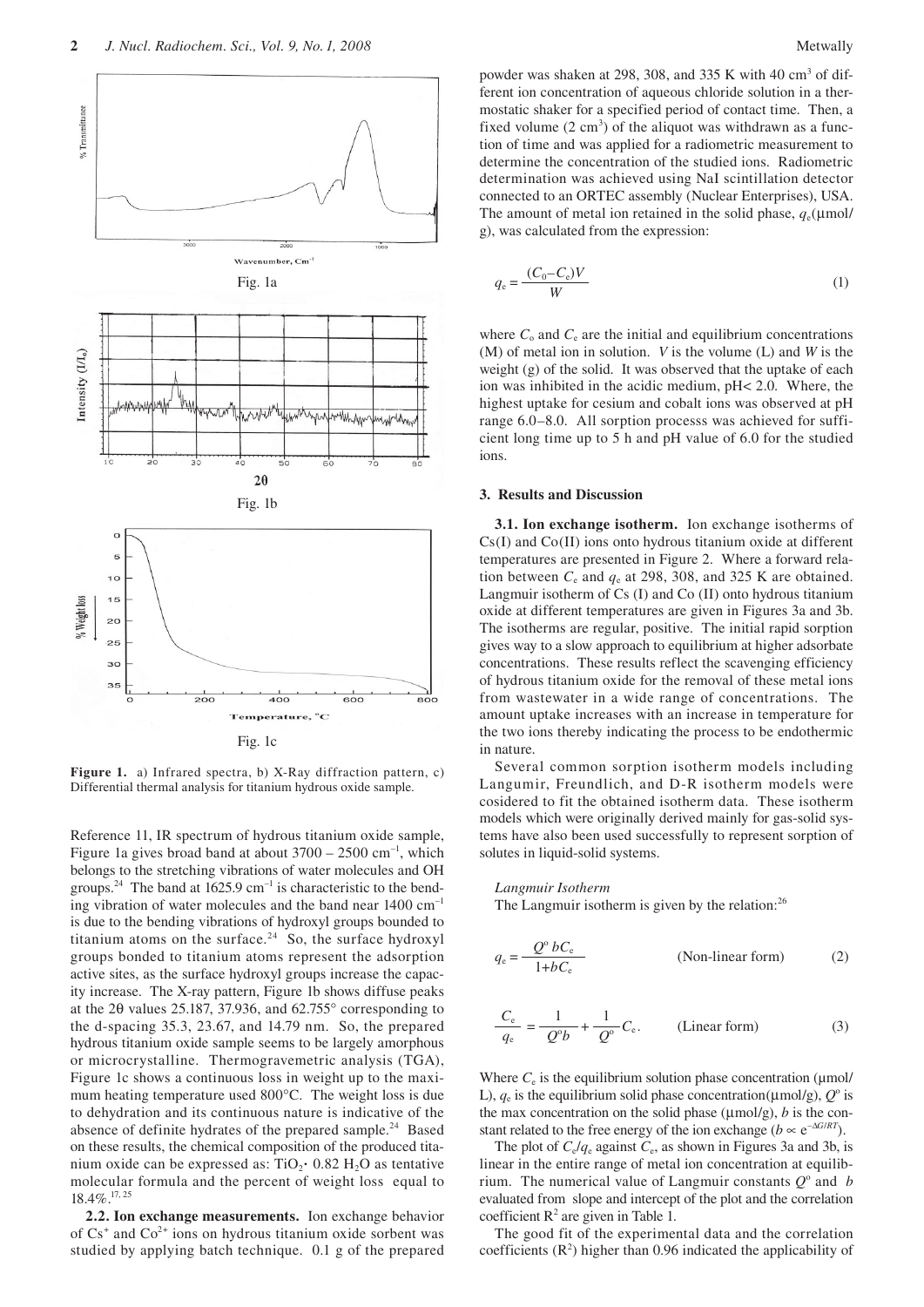Fig. 1a

Fig. 1b

Fig. 1c

**Figure 1.** a) Infrared spectra, b) X-Ray diffraction pattern, c) Differential thermal analysis for titanium hydrous oxide sample.

Reference 11, IR spectrum of hydrous titanium oxide sample, Figure 1a gives broad band at about 3700 – 2500 cm$^{-1}$, which belongs to the stretching vibrations of water molecules and OH groups.[24] The band at 1625.9 cm$^{-1}$ is characteristic to the bending vibration of water molecules and the band near 1400 cm$^{-1}$ is due to the bending vibrations of hydroxyl groups bounded to titanium atoms on the surface.[24] So, the surface hydroxyl groups bonded to titanium atoms represent the adsorption active sites, as the surface hydroxyl groups increase the capacity increase. The X-ray pattern, Figure 1b shows diffuse peaks at the 2θ values 25.187, 37.936, and 62.755° corresponding to the d-spacing 35.3, 23.67, and 14.79 nm. So, the prepared hydrous titanium oxide sample seems to be largely amorphous or microcrystalline. Thermogravemetric analysis (TGA), Figure 1c shows a continuous loss in weight up to the maximum heating temperature used 800°C. The weight loss is due to dehydration and its continuous nature is indicative of the absence of definite hydrates of the prepared sample.[24] Based on these results, the chemical composition of the produced titanium oxide can be expressed as: $TiO_2 \cdot 0.82\ H_2O$ as tentative molecular formula and the percent of weight loss equal to 18.4%.[17,25]

**2.2. Ion exchange measurements.** Ion exchange behavior of $Cs^+$ and $Co^{2+}$ ions on hydrous titanium oxide sorbent was studied by applying batch technique. 0.1 g of the prepared powder was shaken at 298, 308, and 335 K with 40 cm$^3$ of different ion concentration of aqueous chloride solution in a thermostatic shaker for a specified period of contact time. Then, a fixed volume (2 cm$^3$) of the aliquot was withdrawn as a function of time and was applied for a radiometric measurement to determine the concentration of the studied ions. Radiometric determination was achieved using NaI scintillation detector connected to an ORTEC assembly (Nuclear Enterprises), USA. The amount of metal ion retained in the solid phase, $q_e$(μmol/g), was calculated from the expression:

$$q_e = \frac{(C_0 - C_e)V}{W} \tag{1}$$

where $C_o$ and $C_e$ are the initial and equilibrium concentrations (M) of metal ion in solution. $V$ is the volume (L) and $W$ is the weight (g) of the solid. It was observed that the uptake of each ion was inhibited in the acidic medium, pH< 2.0. Where, the highest uptake for cesium and cobalt ions was observed at pH range 6.0–8.0. All sorption processs was achieved for sufficient long time up to 5 h and pH value of 6.0 for the studied ions.

## 3. Results and Discussion

**3.1. Ion exchange isotherm.** Ion exchange isotherms of Cs(I) and Co(II) ions onto hydrous titanium oxide at different temperatures are presented in Figure 2. Where a forward relation between $C_e$ and $q_e$ at 298, 308, and 325 K are obtained. Langmuir isotherm of Cs (I) and Co (II) onto hydrous titanium oxide at different temperatures are given in Figures 3a and 3b. The isotherms are regular, positive. The initial rapid sorption gives way to a slow approach to equilibrium at higher adsorbate concentrations. These results reflect the scavenging efficiency of hydrous titanium oxide for the removal of these metal ions from wastewater in a wide range of concentrations. The amount uptake increases with an increase in temperature for the two ions thereby indicating the process to be endothermic in nature.

Several common sorption isotherm models including Langumir, Freundlich, and D-R isotherm models were cosidered to fit the obtained isotherm data. These isotherm models which were originally derived mainly for gas-solid systems have also been used successfully to represent sorption of solutes in liquid-solid systems.

*Langmuir Isotherm*

The Langmuir isotherm is given by the relation:[26]

$$q_e = \frac{Q^o\, bC_e}{1 + bC_e} \qquad \text{(Non-linear form)} \tag{2}$$

$$\frac{C_e}{q_e} = \frac{1}{Q^o b} + \frac{1}{Q^o} C_e. \qquad \text{(Linear form)} \tag{3}$$

Where $C_e$ is the equilibrium solution phase concentration (μmol/L), $q_e$ is the equilibrium solid phase concentration(μmol/g), $Q^o$ is the max concentration on the solid phase (μmol/g), $b$ is the constant related to the free energy of the ion exchange ($b \propto e^{-\Delta G/RT}$).

The plot of $C_e/q_e$ against $C_e$, as shown in Figures 3a and 3b, is linear in the entire range of metal ion concentration at equilibrium. The numerical value of Langmuir constants $Q^o$ and $b$ evaluated from slope and intercept of the plot and the correlation coefficient $R^2$ are given in Table 1.

The good fit of the experimental data and the correlation coefficients ($R^2$) higher than 0.96 indicated the applicability of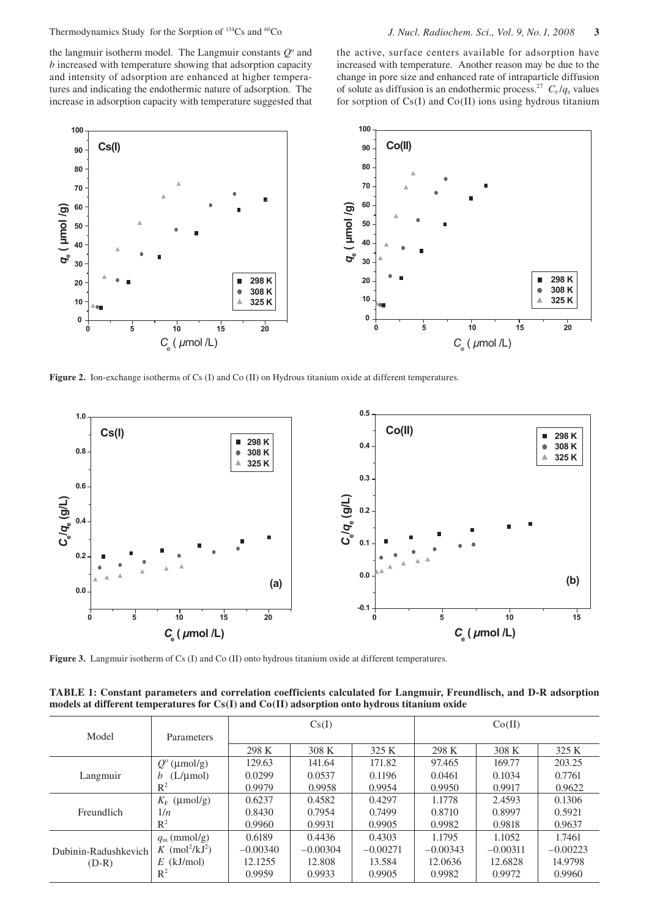the langmuir isotherm model. The Langmuir constants $Q^o$ and $b$ increased with temperature showing that adsorption capacity and intensity of adsorption are enhanced at higher temperatures and indicating the endothermic nature of adsorption. The increase in adsorption capacity with temperature suggested that the active, surface centers available for adsorption have increased with temperature. Another reason may be due to the change in pore size and enhanced rate of intraparticle diffusion of solute as diffusion is an endothermic process.[27] $C_e/q_e$ values for sorption of Cs(I) and Co(II) ions using hydrous titanium

**Figure 2.** Ion-exchange isotherms of Cs (I) and Co (II) on Hydrous titanium oxide at different temperatures.

**Figure 3.** Langmuir isotherm of Cs (I) and Co (II) onto hydrous titanium oxide at different temperatures.

**TABLE 1: Constant parameters and correlation coefficients calculated for Langmuir, Freundlisch, and D-R adsorption models at different temperatures for Cs(I) and Co(II) adsorption onto hydrous titanium oxide**

| Model | Parameters | Cs(I) | | | Co(II) | | |
|---|---|---|---|---|---|---|---|
| | | 298 K | 308 K | 325 K | 298 K | 308 K | 325 K |
| Langmuir | $Q^o$ (μmol/g) | 129.63 | 141.64 | 171.82 | 97.465 | 169.77 | 203.25 |
| | $b$ (L/μmol) | 0.0299 | 0.0537 | 0.1196 | 0.0461 | 0.1034 | 0.7761 |
| | $R^2$ | 0.9979 | 0.9958 | 0.9954 | 0.9950 | 0.9917 | 0.9622 |
| Freundlich | $K_F$ (μmol/g) | 0.6237 | 0.4582 | 0.4297 | 1.1778 | 2.4593 | 0.1306 |
| | $1/n$ | 0.8430 | 0.7954 | 0.7499 | 0.8710 | 0.8997 | 0.5921 |
| | $R^2$ | 0.9960 | 0.9931 | 0.9905 | 0.9982 | 0.9818 | 0.9637 |
| Dubinin-Radushkevich (D-R) | $q_m$ (mmol/g) | 0.6189 | 0.4436 | 0.4303 | 1.1795 | 1.1052 | 1.7461 |
| | $K$ (mol$^2$/kJ$^2$) | −0.00340 | −0.00304 | −0.00271 | −0.00343 | −0.00311 | −0.00223 |
| | $E$ (kJ/mol) | 12.1255 | 12.808 | 13.584 | 12.0636 | 12.6828 | 14.9798 |
| | $R^2$ | 0.9959 | 0.9933 | 0.9905 | 0.9982 | 0.9972 | 0.9960 |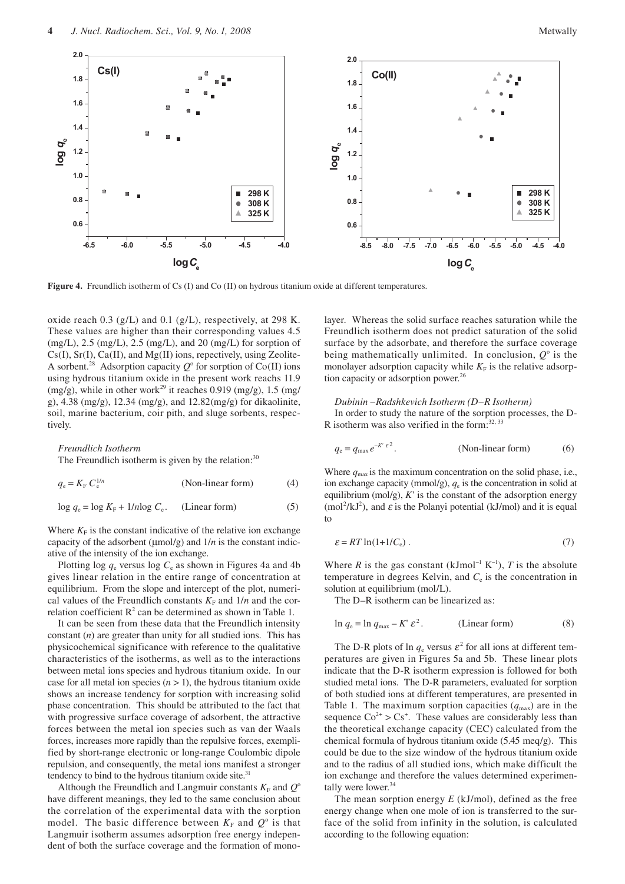Figure 4. Freundlich isotherm of Cs (I) and Co (II) on hydrous titanium oxide at different temperatures.

oxide reach 0.3 (g/L) and 0.1 (g/L), respectively, at 298 K. These values are higher than their corresponding values 4.5 (mg/L), 2.5 (mg/L), 2.5 (mg/L), and 20 (mg/L) for sorption of Cs(I), Sr(I), Ca(II), and Mg(II) ions, respectively, using Zeolite-A sorbent.[28] Adsorption capacity $Q^o$ for sorption of Co(II) ions using hydrous titanium oxide in the present work reachs 11.9 (mg/g), while in other work[29] it reaches 0.919 (mg/g), 1.5 (mg/g), 4.38 (mg/g), 12.34 (mg/g), and 12.82(mg/g) for dikaolinite, soil, marine bacterium, coir pith, and sluge sorbents, respectively.

*Freundlich Isotherm*

The Freundlich isotherm is given by the relation:[30]

$$q_e = K_F\, C_e^{1/n} \qquad \text{(Non-linear form)} \qquad (4)$$

$$\log q_e = \log K_F + 1/n \log C_e. \qquad \text{(Linear form)} \qquad (5)$$

Where $K_F$ is the constant indicative of the relative ion exchange capacity of the adsorbent (μmol/g) and $1/n$ is the constant indicative of the intensity of the ion exchange.

Plotting $\log q_e$ versus $\log C_e$ as shown in Figures 4a and 4b gives linear relation in the entire range of concentration at equilibrium. From the slope and intercept of the plot, numerical values of the Freundlich constants $K_F$ and $1/n$ and the correlation coefficient $R^2$ can be determined as shown in Table 1.

It can be seen from these data that the Freundlich intensity constant ($n$) are greater than unity for all studied ions. This has physicochemical significance with reference to the qualitative characteristics of the isotherms, as well as to the interactions between metal ions species and hydrous titanium oxide. In our case for all metal ion species ($n > 1$), the hydrous titanium oxide shows an increase tendency for sorption with increasing solid phase concentration. This should be attributed to the fact that with progressive surface coverage of adsorbent, the attractive forces between the metal ion species such as van der Waals forces, increases more rapidly than the repulsive forces, exemplified by short-range electronic or long-range Coulombic dipole repulsion, and consequently, the metal ions manifest a stronger tendency to bind to the hydrous titanium oxide site.[31]

Although the Freundlich and Langmuir constants $K_F$ and $Q^o$ have different meanings, they led to the same conclusion about the correlation of the experimental data with the sorption model. The basic difference between $K_F$ and $Q^o$ is that Langmuir isotherm assumes adsorption free energy independent of both the surface coverage and the formation of monolayer. Whereas the solid surface reaches saturation while the Freundlich isotherm does not predict saturation of the solid surface by the adsorbate, and therefore the surface coverage being mathematically unlimited. In conclusion, $Q^o$ is the monolayer adsorption capacity while $K_F$ is the relative adsorption capacity or adsorption power.[26]

*Dubinin –Radshkevich Isotherm (D–R Isotherm)*

In order to study the nature of the sorption processes, the D-R isotherm was also verified in the form:[32, 33]

$$q_e = q_{max}\, e^{-K' \varepsilon^2}. \qquad \text{(Non-linear form)} \qquad (6)$$

Where $q_{max}$ is the maximum concentration on the solid phase, i.e., ion exchange capacity (mmol/g), $q_e$ is the concentration in solid at equilibrium (mol/g), $K'$ is the constant of the adsorption energy ($mol^2/kJ^2$), and $\varepsilon$ is the Polanyi potential (kJ/mol) and it is equal to

$$\varepsilon = RT \ln(1+1/C_e)\,. \qquad (7)$$

Where $R$ is the gas constant ($kJmol^{-1}\,K^{-1}$), $T$ is the absolute temperature in degrees Kelvin, and $C_e$ is the concentration in solution at equilibrium (mol/L).

The D–R isotherm can be linearized as:

$$\ln q_e = \ln q_{max} - K' \varepsilon^2. \qquad \text{(Linear form)} \qquad (8)$$

The D-R plots of $\ln q_e$ versus $\varepsilon^2$ for all ions at different temperatures are given in Figures 5a and 5b. These linear plots indicate that the D-R isotherm expression is followed for both studied metal ions. The D-R parameters, evaluated for sorption of both studied ions at different temperatures, are presented in Table 1. The maximum sorption capacities ($q_{max}$) are in the sequence $Co^{2+} > Cs^+$. These values are considerably less than the theoretical exchange capacity (CEC) calculated from the chemical formula of hydrous titanium oxide (5.45 meq/g). This could be due to the size window of the hydrous titanium oxide and to the radius of all studied ions, which make difficult the ion exchange and therefore the values determined experimentally were lower.[34]

The mean sorption energy $E$ (kJ/mol), defined as the free energy change when one mole of ion is transferred to the surface of the solid from infinity in the solution, is calculated according to the following equation: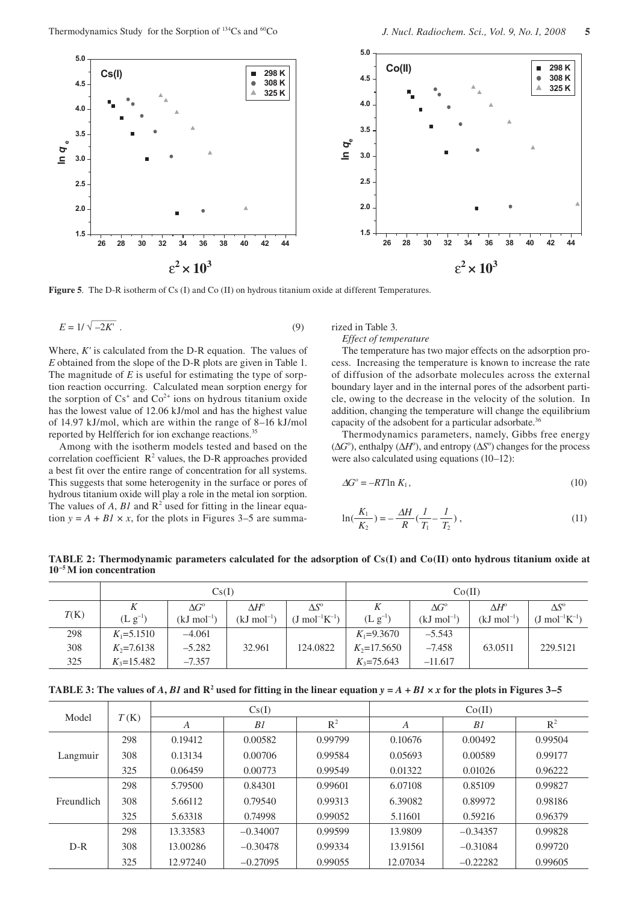**Figure 5**. The D-R isotherm of Cs (I) and Co (II) on hydrous titanium oxide at different Temperatures.

$$E = 1/\sqrt{-2K'}\ . \tag{9}$$

Where, $K'$ is calculated from the D-R equation. The values of $E$ obtained from the slope of the D-R plots are given in Table 1. The magnitude of $E$ is useful for estimating the type of sorption reaction occurring. Calculated mean sorption energy for the sorption of $Cs^{+}$ and $Co^{2+}$ ions on hydrous titanium oxide has the lowest value of 12.06 kJ/mol and has the highest value of 14.97 kJ/mol, which are within the range of 8–16 kJ/mol reported by Helfferich for ion exchange reactions.[35]

Among with the isotherm models tested and based on the correlation coefficient $R^2$ values, the D-R approaches provided a best fit over the entire range of concentration for all systems. This suggests that some heterogenity in the surface or pores of hydrous titanium oxide will play a role in the metal ion sorption. The values of $A$, $B1$ and $R^2$ used for fitting in the linear equation $y = A + B1 \times x$, for the plots in Figures 3–5 are summarized in Table 3.

*Effect of temperature*

The temperature has two major effects on the adsorption process. Increasing the temperature is known to increase the rate of diffusion of the adsorbate molecules across the external boundary layer and in the internal pores of the adsorbent particle, owing to the decrease in the velocity of the solution. In addition, changing the temperature will change the equilibrium capacity of the adsobent for a particular adsorbate.[36]

Thermodynamics parameters, namely, Gibbs free energy ($\Delta G^o$), enthalpy ($\Delta H^o$), and entropy ($\Delta S^o$) changes for the process were also calculated using equations (10–12):

$$\Delta G^o = -RT \ln K_1, \tag{10}$$

$$\ln\left(\frac{K_1}{K_2}\right) = -\frac{\Delta H}{R}\left(\frac{1}{T_1} - \frac{1}{T_2}\right), \tag{11}$$

**TABLE 2: Thermodynamic parameters calculated for the adsorption of Cs(I) and Co(II) onto hydrous titanium oxide at $10^{-5}$ M ion concentration**

| | Cs(I) | | | | Co(II) | | | |
|---|---|---|---|---|---|---|---|---|
| $T$(K) | $K$ ($L\ g^{-1}$) | $\Delta G^o$ ($kJ\ mol^{-1}$) | $\Delta H^o$ ($kJ\ mol^{-1}$) | $\Delta S^o$ ($J\ mol^{-1}K^{-1}$) | $K$ ($L\ g^{-1}$) | $\Delta G^o$ ($kJ\ mol^{-1}$) | $\Delta H^o$ ($kJ\ mol^{-1}$) | $\Delta S^o$ ($J\ mol^{-1}K^{-1}$) |
| 298 | $K_1$=5.1510 | −4.061 | | | $K_1$=9.3670 | −5.543 | | |
| 308 | $K_2$=7.6138 | −5.282 | 32.961 | 124.0822 | $K_2$=17.5650 | −7.458 | 63.0511 | 229.5121 |
| 325 | $K_3$=15.482 | −7.357 | | | $K_3$=75.643 | −11.617 | | |

**TABLE 3: The values of $A$, $B1$ and $R^2$ used for fitting in the linear equation $y = A + B1 \times x$ for the plots in Figures 3–5**

| Model | $T$ (K) | Cs(I) | | | Co(II) | | |
|---|---|---|---|---|---|---|---|
| | | $A$ | $B1$ | $R^2$ | $A$ | $B1$ | $R^2$ |
| Langmuir | 298 | 0.19412 | 0.00582 | 0.99799 | 0.10676 | 0.00492 | 0.99504 |
| | 308 | 0.13134 | 0.00706 | 0.99584 | 0.05693 | 0.00589 | 0.99177 |
| | 325 | 0.06459 | 0.00773 | 0.99549 | 0.01322 | 0.01026 | 0.96222 |
| Freundlich | 298 | 5.79500 | 0.84301 | 0.99601 | 6.07108 | 0.85109 | 0.99827 |
| | 308 | 5.66112 | 0.79540 | 0.99313 | 6.39082 | 0.89972 | 0.98186 |
| | 325 | 5.63318 | 0.74998 | 0.99052 | 5.11601 | 0.59216 | 0.96379 |
| D-R | 298 | 13.33583 | −0.34007 | 0.99599 | 13.9809 | −0.34357 | 0.99828 |
| | 308 | 13.00286 | −0.30478 | 0.99334 | 13.91561 | −0.31084 | 0.99720 |
| | 325 | 12.97240 | −0.27095 | 0.99055 | 12.07034 | −0.22282 | 0.99605 |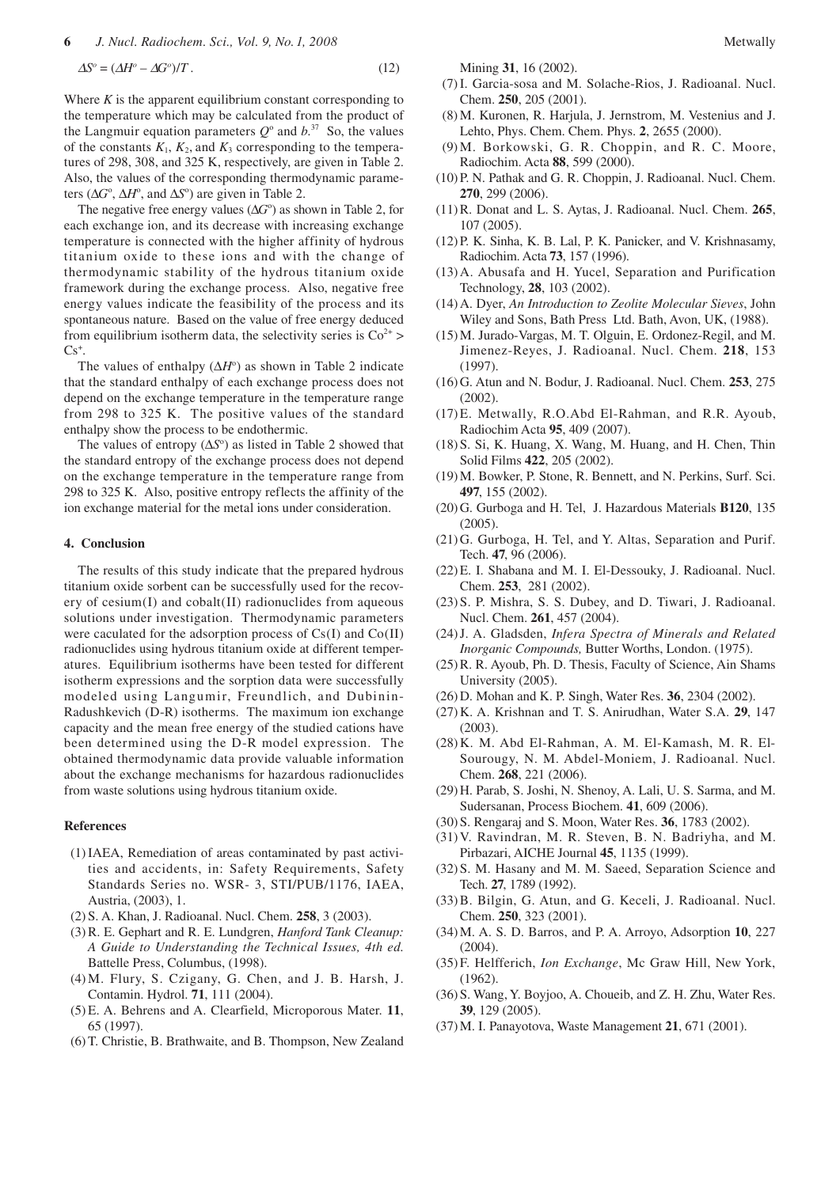$$\Delta S^o = (\Delta H^o - \Delta G^o)/T . \tag{12}$$

Where $K$ is the apparent equilibrium constant corresponding to the temperature which may be calculated from the product of the Langmuir equation parameters $Q^o$ and $b$.[37] So, the values of the constants $K_1$, $K_2$, and $K_3$ corresponding to the temperatures of 298, 308, and 325 K, respectively, are given in Table 2. Also, the values of the corresponding thermodynamic parameters ($\Delta G^o$, $\Delta H^o$, and $\Delta S^o$) are given in Table 2.

The negative free energy values ($\Delta G^o$) as shown in Table 2, for each exchange ion, and its decrease with increasing exchange temperature is connected with the higher affinity of hydrous titanium oxide to these ions and with the change of thermodynamic stability of the hydrous titanium oxide framework during the exchange process. Also, negative free energy values indicate the feasibility of the process and its spontaneous nature. Based on the value of free energy deduced from equilibrium isotherm data, the selectivity series is $Co^{2+}$ > $Cs^+$.

The values of enthalpy ($\Delta H^o$) as shown in Table 2 indicate that the standard enthalpy of each exchange process does not depend on the exchange temperature in the temperature range from 298 to 325 K. The positive values of the standard enthalpy show the process to be endothermic.

The values of entropy ($\Delta S^o$) as listed in Table 2 showed that the standard entropy of the exchange process does not depend on the exchange temperature in the temperature range from 298 to 325 K. Also, positive entropy reflects the affinity of the ion exchange material for the metal ions under consideration.

#### 4. Conclusion

The results of this study indicate that the prepared hydrous titanium oxide sorbent can be successfully used for the recovery of cesium(I) and cobalt(II) radionuclides from aqueous solutions under investigation. Thermodynamic parameters were caculated for the adsorption process of Cs(I) and Co(II) radionuclides using hydrous titanium oxide at different temperatures. Equilibrium isotherms have been tested for different isotherm expressions and the sorption data were successfully modeled using Langumir, Freundlich, and Dubinin-Radushkevich (D-R) isotherms. The maximum ion exchange capacity and the mean free energy of the studied cations have been determined using the D-R model expression. The obtained thermodynamic data provide valuable information about the exchange mechanisms for hazardous radionuclides from waste solutions using hydrous titanium oxide.

#### References

(1) IAEA, Remediation of areas contaminated by past activities and accidents, in: Safety Requirements, Safety Standards Series no. WSR- 3, STI/PUB/1176, IAEA, Austria, (2003), 1.

(2) S. A. Khan, J. Radioanal. Nucl. Chem. **258**, 3 (2003).

(3) R. E. Gephart and R. E. Lundgren, *Hanford Tank Cleanup: A Guide to Understanding the Technical Issues, 4th ed.* Battelle Press, Columbus, (1998).

(4) M. Flury, S. Czigany, G. Chen, and J. B. Harsh, J. Contamin. Hydrol. **71**, 111 (2004).

(5) E. A. Behrens and A. Clearfield, Microporous Mater. **11**, 65 (1997).

(6) T. Christie, B. Brathwaite, and B. Thompson, New Zealand Mining **31**, 16 (2002).

(7) I. Garcia-sosa and M. Solache-Rios, J. Radioanal. Nucl. Chem. **250**, 205 (2001).

(8) M. Kuronen, R. Harjula, J. Jernstrom, M. Vestenius and J. Lehto, Phys. Chem. Chem. Phys. **2**, 2655 (2000).

(9) M. Borkowski, G. R. Choppin, and R. C. Moore, Radiochim. Acta **88**, 599 (2000).

(10) P. N. Pathak and G. R. Choppin, J. Radioanal. Nucl. Chem. **270**, 299 (2006).

(11) R. Donat and L. S. Aytas, J. Radioanal. Nucl. Chem. **265**, 107 (2005).

(12) P. K. Sinha, K. B. Lal, P. K. Panicker, and V. Krishnasamy, Radiochim. Acta **73**, 157 (1996).

(13) A. Abusafa and H. Yucel, Separation and Purification Technology, **28**, 103 (2002).

(14) A. Dyer, *An Introduction to Zeolite Molecular Sieves*, John Wiley and Sons, Bath Press Ltd. Bath, Avon, UK, (1988).

(15) M. Jurado-Vargas, M. T. Olguin, E. Ordonez-Regil, and M. Jimenez-Reyes, J. Radioanal. Nucl. Chem. **218**, 153 (1997).

(16) G. Atun and N. Bodur, J. Radioanal. Nucl. Chem. **253**, 275 (2002).

(17) E. Metwally, R.O.Abd El-Rahman, and R.R. Ayoub, Radiochim Acta **95**, 409 (2007).

(18) S. Si, K. Huang, X. Wang, M. Huang, and H. Chen, Thin Solid Films **422**, 205 (2002).

(19) M. Bowker, P. Stone, R. Bennett, and N. Perkins, Surf. Sci. **497**, 155 (2002).

(20) G. Gurboga and H. Tel, J. Hazardous Materials **B120**, 135 (2005).

(21) G. Gurboga, H. Tel, and Y. Altas, Separation and Purif. Tech. **47**, 96 (2006).

(22) E. I. Shabana and M. I. El-Dessouky, J. Radioanal. Nucl. Chem. **253**, 281 (2002).

(23) S. P. Mishra, S. S. Dubey, and D. Tiwari, J. Radioanal. Nucl. Chem. **261**, 457 (2004).

(24) J. A. Gladsden, *Infera Spectra of Minerals and Related Inorganic Compounds,* Butter Worths, London. (1975).

(25) R. R. Ayoub, Ph. D. Thesis, Faculty of Science, Ain Shams University (2005).

(26) D. Mohan and K. P. Singh, Water Res. **36**, 2304 (2002).

(27) K. A. Krishnan and T. S. Anirudhan, Water S.A. **29**, 147 (2003).

(28) K. M. Abd El-Rahman, A. M. El-Kamash, M. R. El-Sourougy, N. M. Abdel-Moniem, J. Radioanal. Nucl. Chem. **268**, 221 (2006).

(29) H. Parab, S. Joshi, N. Shenoy, A. Lali, U. S. Sarma, and M. Sudersanan, Process Biochem. **41**, 609 (2006).

(30) S. Rengaraj and S. Moon, Water Res. **36**, 1783 (2002).

(31) V. Ravindran, M. R. Steven, B. N. Badriyha, and M. Pirbazari, AICHE Journal **45**, 1135 (1999).

(32) S. M. Hasany and M. M. Saeed, Separation Science and Tech. **27**, 1789 (1992).

(33) B. Bilgin, G. Atun, and G. Keceli, J. Radioanal. Nucl. Chem. **250**, 323 (2001).

(34) M. A. S. D. Barros, and P. A. Arroyo, Adsorption **10**, 227 (2004).

(35) F. Helfferich, *Ion Exchange*, Mc Graw Hill, New York, (1962).

(36) S. Wang, Y. Boyjoo, A. Choueib, and Z. H. Zhu, Water Res. **39**, 129 (2005).

(37) M. I. Panayotova, Waste Management **21**, 671 (2001).